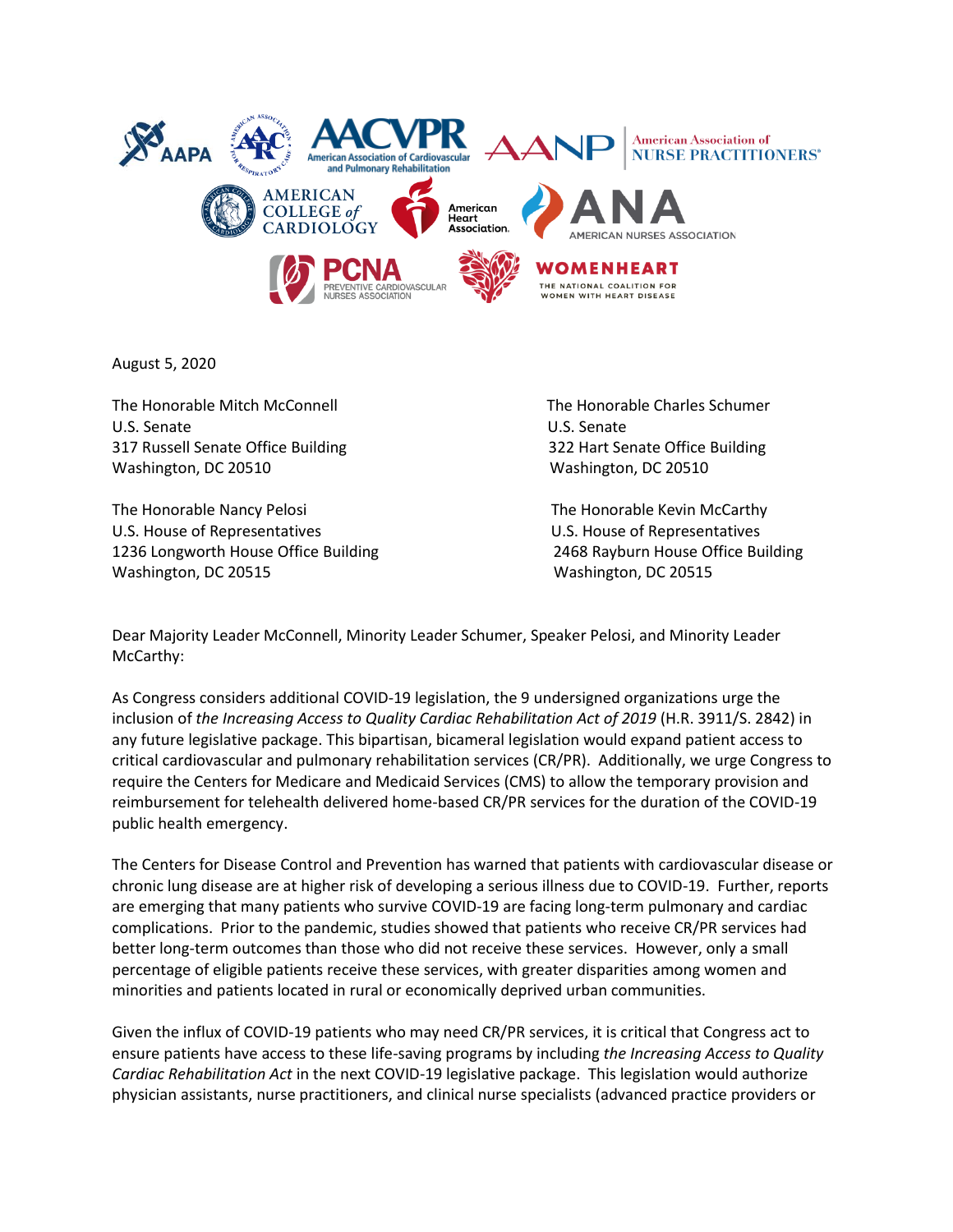August 5, 2020

The Honorable Mitch McConnell
U.S. Senate
317 Russell Senate Office Building
Washington, DC 20510

The Honorable Charles Schumer
U.S. Senate
322 Hart Senate Office Building
Washington, DC 20510

The Honorable Nancy Pelosi
U.S. House of Representatives
1236 Longworth House Office Building
Washington, DC 20515

The Honorable Kevin McCarthy
U.S. House of Representatives
2468 Rayburn House Office Building
Washington, DC 20515

Dear Majority Leader McConnell, Minority Leader Schumer, Speaker Pelosi, and Minority Leader McCarthy:

As Congress considers additional COVID-19 legislation, the 9 undersigned organizations urge the inclusion of *the Increasing Access to Quality Cardiac Rehabilitation Act of 2019* (H.R. 3911/S. 2842) in any future legislative package. This bipartisan, bicameral legislation would expand patient access to critical cardiovascular and pulmonary rehabilitation services (CR/PR). Additionally, we urge Congress to require the Centers for Medicare and Medicaid Services (CMS) to allow the temporary provision and reimbursement for telehealth delivered home-based CR/PR services for the duration of the COVID-19 public health emergency.

The Centers for Disease Control and Prevention has warned that patients with cardiovascular disease or chronic lung disease are at higher risk of developing a serious illness due to COVID-19. Further, reports are emerging that many patients who survive COVID-19 are facing long-term pulmonary and cardiac complications. Prior to the pandemic, studies showed that patients who receive CR/PR services had better long-term outcomes than those who did not receive these services. However, only a small percentage of eligible patients receive these services, with greater disparities among women and minorities and patients located in rural or economically deprived urban communities.

Given the influx of COVID-19 patients who may need CR/PR services, it is critical that Congress act to ensure patients have access to these life-saving programs by including *the Increasing Access to Quality Cardiac Rehabilitation Act* in the next COVID-19 legislative package. This legislation would authorize physician assistants, nurse practitioners, and clinical nurse specialists (advanced practice providers or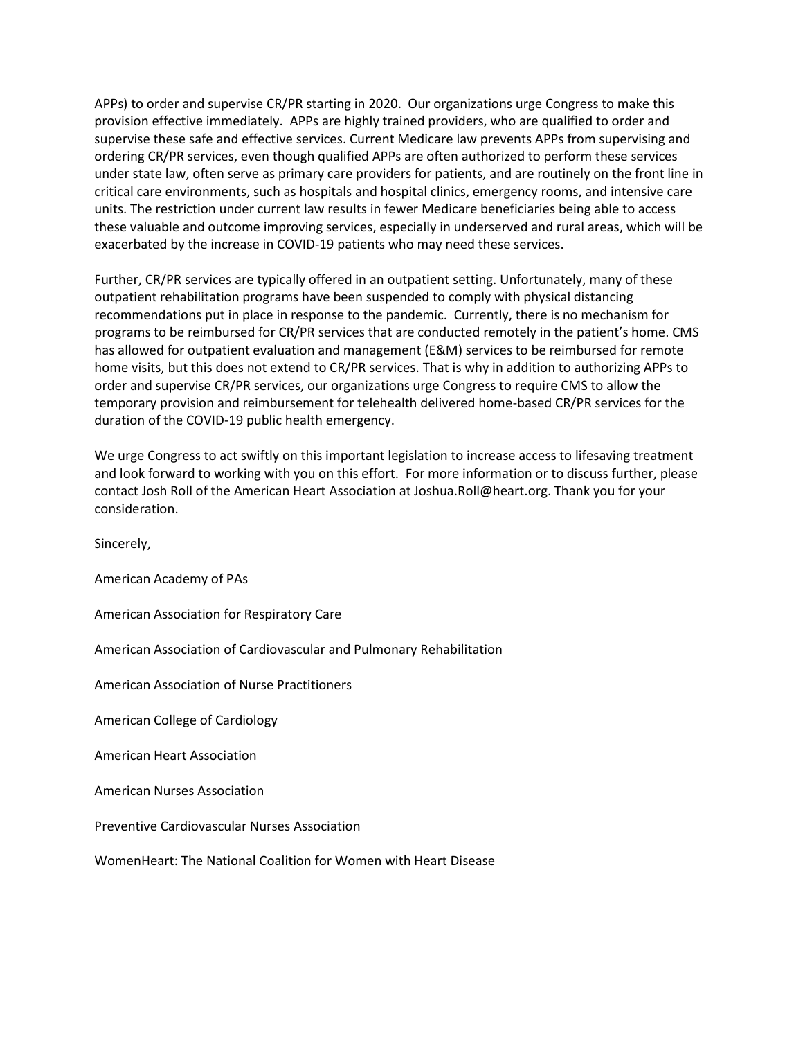APPs) to order and supervise CR/PR starting in 2020. Our organizations urge Congress to make this provision effective immediately. APPs are highly trained providers, who are qualified to order and supervise these safe and effective services. Current Medicare law prevents APPs from supervising and ordering CR/PR services, even though qualified APPs are often authorized to perform these services under state law, often serve as primary care providers for patients, and are routinely on the front line in critical care environments, such as hospitals and hospital clinics, emergency rooms, and intensive care units. The restriction under current law results in fewer Medicare beneficiaries being able to access these valuable and outcome improving services, especially in underserved and rural areas, which will be exacerbated by the increase in COVID-19 patients who may need these services.

Further, CR/PR services are typically offered in an outpatient setting. Unfortunately, many of these outpatient rehabilitation programs have been suspended to comply with physical distancing recommendations put in place in response to the pandemic. Currently, there is no mechanism for programs to be reimbursed for CR/PR services that are conducted remotely in the patient's home. CMS has allowed for outpatient evaluation and management (E&M) services to be reimbursed for remote home visits, but this does not extend to CR/PR services. That is why in addition to authorizing APPs to order and supervise CR/PR services, our organizations urge Congress to require CMS to allow the temporary provision and reimbursement for telehealth delivered home-based CR/PR services for the duration of the COVID-19 public health emergency.

We urge Congress to act swiftly on this important legislation to increase access to lifesaving treatment and look forward to working with you on this effort. For more information or to discuss further, please contact Josh Roll of the American Heart Association at Joshua.Roll@heart.org. Thank you for your consideration.

Sincerely,

American Academy of PAs

American Association for Respiratory Care

American Association of Cardiovascular and Pulmonary Rehabilitation

American Association of Nurse Practitioners

American College of Cardiology

American Heart Association

American Nurses Association

Preventive Cardiovascular Nurses Association

WomenHeart: The National Coalition for Women with Heart Disease